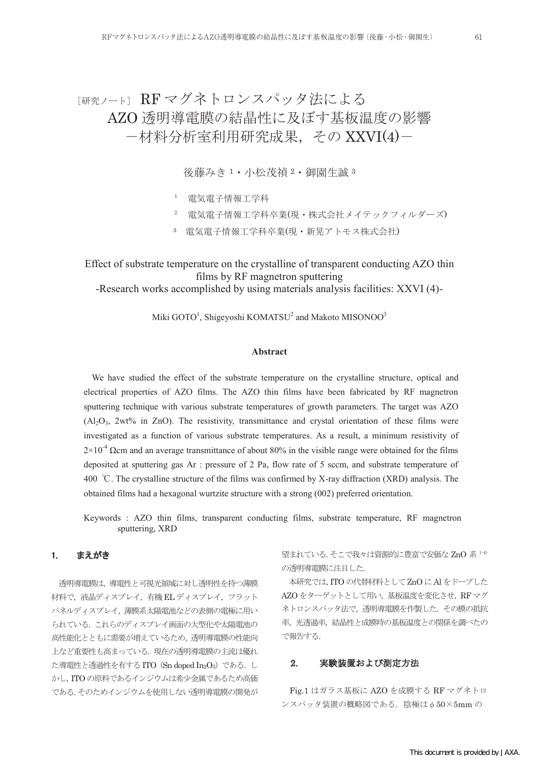# ［研究ノート］ RF マグネトロンスパッタ法による AZO 透明導電膜の結晶性に及ぼす基板温度の影響 －材料分析室利用研究成果，その XXVI(4)－

後藤みき [1]・小松茂禎 [2]・御園生誠 [3]

[1] 電気電子情報工学科

[2] 電気電子情報工学科卒業(現・株式会社メイテックフィルダーズ)

[3] 電気電子情報工学科卒業(現・新晃アトモス株式会社)

## Effect of substrate temperature on the crystalline of transparent conducting AZO thin films by RF magnetron sputtering -Research works accomplished by using materials analysis facilities: XXVI (4)-

Miki GOTO[1], Shigeyoshi KOMATSU[2] and Makoto MISONOO[3]

### Abstract

We have studied the effect of the substrate temperature on the crystalline structure, optical and electrical properties of AZO films. The AZO thin films have been fabricated by RF magnetron sputtering technique with various substrate temperatures of growth parameters. The target was AZO ($Al_2O_3$, 2wt% in ZnO). The resistivity, transmittance and crystal orientation of these films were investigated as a function of various substrate temperatures. As a result, a minimum resistivity of $2\times10^{-4}$ Ωcm and an average transmittance of about 80% in the visible range were obtained for the films deposited at sputtering gas Ar : pressure of 2 Pa, flow rate of 5 sccm, and substrate temperature of 400 ℃. The crystalline structure of the films was confirmed by X-ray diffraction (XRD) analysis. The obtained films had a hexagonal wurtzite structure with a strong (002) preferred orientation.

Keywords : AZO thin films, transparent conducting films, substrate temperature, RF magnetron sputtering, XRD

## 1. まえがき

透明導電膜は，導電性と可視光領域に対し透明性を持つ薄膜材料で，液晶ディスプレイ，有機 EL ディスプレイ，フラットパネルディスプレイ，薄膜系太陽電池などの表側の電極に用いられている．これらのディスプレイ画面の大型化や太陽電池の高性能化とともに需要が増えているため，透明導電膜の性能向上など重要性も高まっている．現在の透明導電膜の主流は優れた導電性と透過性を有する ITO（Sn doped $In_2O_3$）である．しかし，ITO の原料であるインジウムは希少金属であるため高価である．そのためインジウムを使用しない透明導電膜の開発が望まれている．そこで我々は資源的に豊富で安価な ZnO 系 [1-4] の透明導電膜に注目した．

本研究では，ITO の代替材料として ZnO に Al をドープした AZO をターゲットとして用い，基板温度を変化させ，RF マグネトロンスパッタ法で，透明導電膜を作製した．その膜の抵抗率，光透過率，結晶性と成膜時の基板温度との関係を調べたので報告する．

## 2. 実験装置および測定方法

Fig.1 はガラス基板に AZO を成膜する RF マグネトロンスパッタ装置の概略図である．陰極は φ 50×5mm の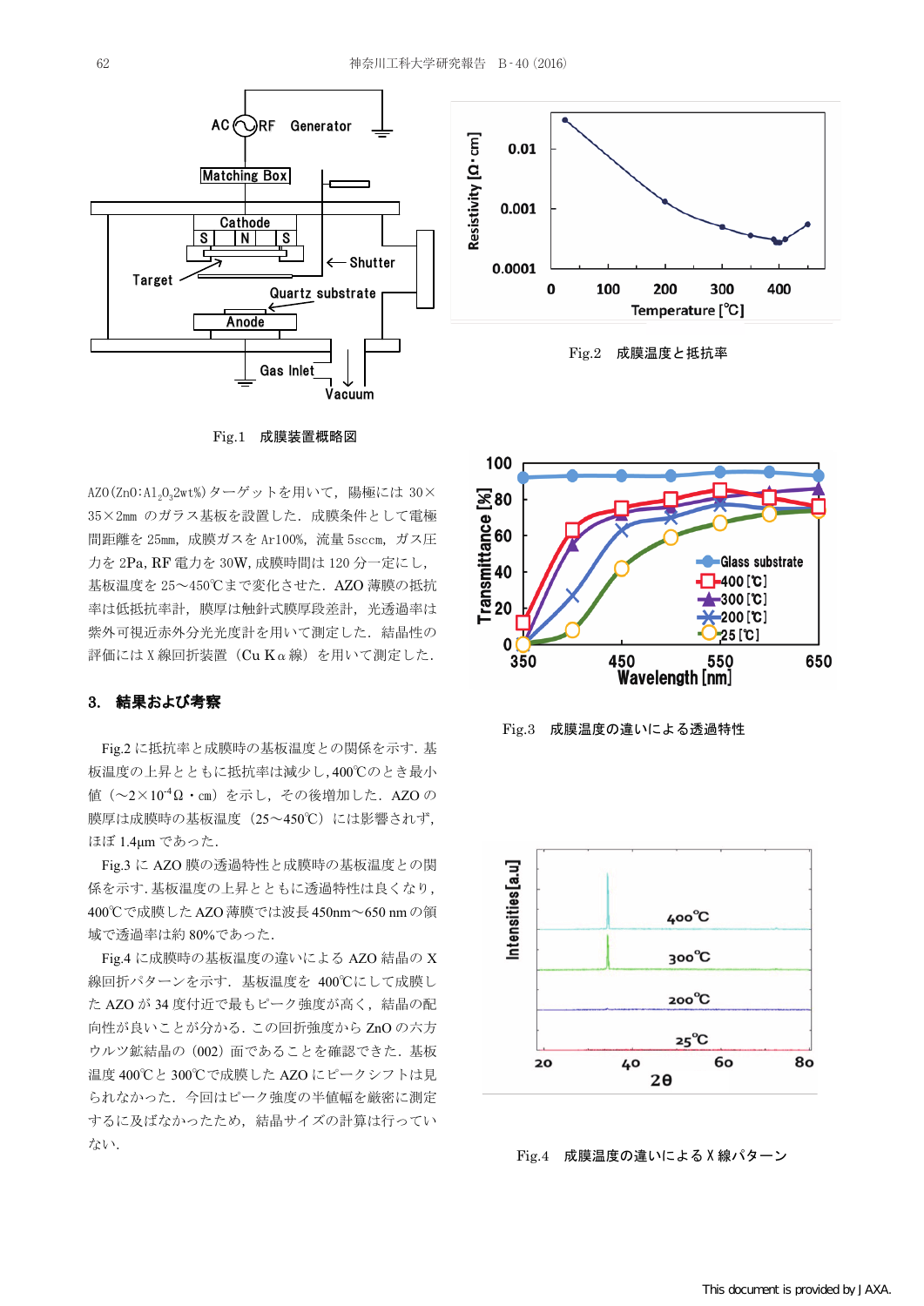Fig.1　成膜装置概略図

Fig.2　成膜温度と抵抗率

AZO(ZnO:Al$_2$O$_3$2wt%)ターゲットを用いて，陽極には 30×35×2mm のガラス基板を設置した．成膜条件として電極間距離を 25mm，成膜ガスを Ar100%，流量 5sccm，ガス圧力を 2Pa, RF 電力を 30W, 成膜時間は 120 分一定にし，基板温度を 25～450℃まで変化させた．AZO 薄膜の抵抗率は低抵抗率計，膜厚は触針式膜厚段差計，光透過率は紫外可視近赤外分光光度計を用いて測定した．結晶性の評価には X 線回折装置（Cu Kα 線）を用いて測定した．

## 3. 結果および考察

Fig.2 に抵抗率と成膜時の基板温度との関係を示す．基板温度の上昇とともに抵抗率は減少し，400℃のとき最小値（～2×10$^{-4}$Ω・cm）を示し，その後増加した．AZO の膜厚は成膜時の基板温度（25～450℃）には影響されず，ほぼ 1.4μm であった．

Fig.3 に AZO 膜の透過特性と成膜時の基板温度との関係を示す．基板温度の上昇とともに透過特性は良くなり，400℃で成膜した AZO 薄膜では波長 450nm～650 nm の領域で透過率は約 80%であった．

Fig.4 に成膜時の基板温度の違いによる AZO 結晶の X 線回折パターンを示す．基板温度を 400℃にして成膜した AZO が 34 度付近で最もピーク強度が高く，結晶の配向性が良いことが分かる．この回折強度から ZnO の六方ウルツ鉱結晶の（002）面であることを確認できた．基板温度 400℃と 300℃で成膜した AZO にピークシフトは見られなかった．今回はピーク強度の半値幅を厳密に測定するに及ばなかったため，結晶サイズの計算は行っていない．

Fig.3　成膜温度の違いによる透過特性

Fig.4　成膜温度の違いによる X 線パターン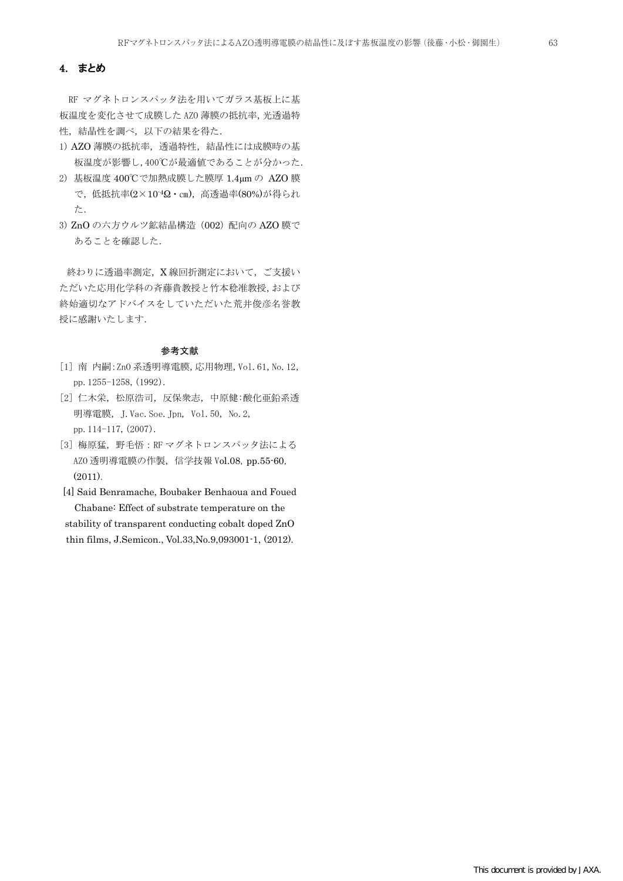## 4. まとめ

RF マグネトロンスパッタ法を用いてガラス基板上に基板温度を変化させて成膜した AZO 薄膜の抵抗率, 光透過特性, 結晶性を調べ, 以下の結果を得た.

1) AZO 薄膜の抵抗率, 透過特性, 結晶性には成膜時の基板温度が影響し, 400℃が最適値であることが分かった.
2) 基板温度 400℃で加熱成膜した膜厚 1.4μm の AZO 膜で, 低抵抗率($2\times10^{-4}$Ω・㎝), 高透過率(80%)が得られた.
3) ZnO の六方ウルツ鉱結晶構造 (002) 配向の AZO 膜であることを確認した.

終わりに透過率測定, X 線回折測定において, ご支援いただいた応用化学科の斉藤貴教授と竹本稔准教授, および終始適切なアドバイスをしていただいた荒井俊彦名誉教授に感謝いたします.

### 参考文献

[1] 南 内嗣:ZnO 系透明導電膜, 応用物理, Vol. 61, No. 12, pp. 1255-1258, (1992).

[2] 仁木栄, 松原浩司, 反保衆志, 中原健:酸化亜鉛系透明導電膜, J. Vac. Soe. Jpn, Vol. 50, No. 2, pp. 114-117, (2007).

[3] 梅原猛, 野毛悟 : RF マグネトロンスパッタ法による AZO 透明導電膜の作製, 信学技報 Vol.08, pp.55-60, (2011).

[4] Said Benramache, Boubaker Benhaoua and Foued Chabane: Effect of substrate temperature on the stability of transparent conducting cobalt doped ZnO thin films, J.Semicon., Vol.33,No.9,093001-1, (2012).